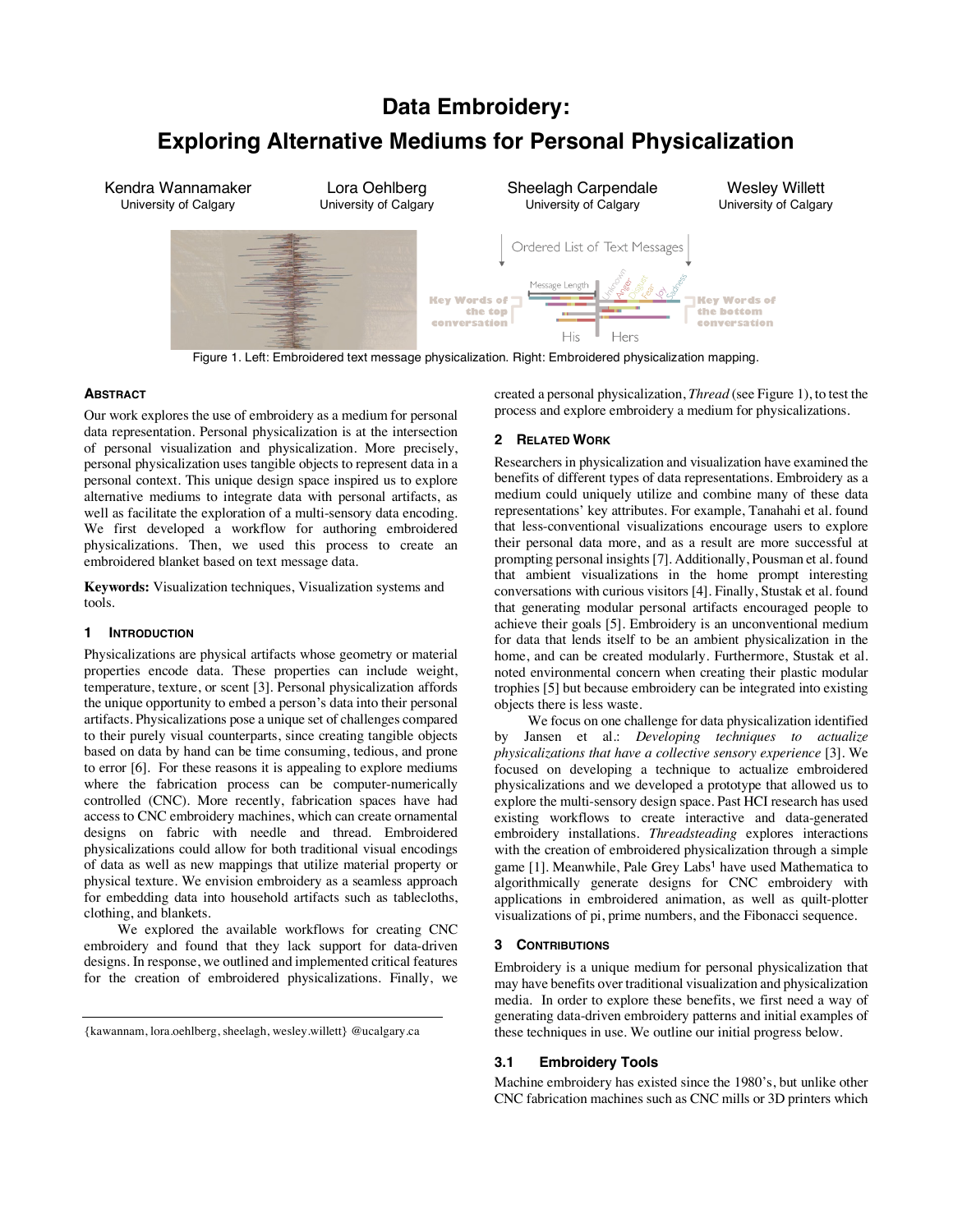# Data Embroidery: Exploring Alternative Mediums for Personal Physicalization

Kendra Wannamaker, University of Calgary
Lora Oehlberg, University of Calgary
Sheelagh Carpendale, University of Calgary
Wesley Willett, University of Calgary

Figure 1. Left: Embroidered text message physicalization. Right: Embroidered physicalization mapping.

### Abstract

Our work explores the use of embroidery as a medium for personal data representation. Personal physicalization is at the intersection of personal visualization and physicalization. More precisely, personal physicalization uses tangible objects to represent data in a personal context. This unique design space inspired us to explore alternative mediums to integrate data with personal artifacts, as well as facilitate the exploration of a multi-sensory data encoding. We first developed a workflow for authoring embroidered physicalizations. Then, we used this process to create an embroidered blanket based on text message data.

**Keywords:** Visualization techniques, Visualization systems and tools.

## 1 Introduction

Physicalizations are physical artifacts whose geometry or material properties encode data. These properties can include weight, temperature, texture, or scent [3]. Personal physicalization affords the unique opportunity to embed a person's data into their personal artifacts. Physicalizations pose a unique set of challenges compared to their purely visual counterparts, since creating tangible objects based on data by hand can be time consuming, tedious, and prone to error [6]. For these reasons it is appealing to explore mediums where the fabrication process can be computer-numerically controlled (CNC). More recently, fabrication spaces have had access to CNC embroidery machines, which can create ornamental designs on fabric with needle and thread. Embroidered physicalizations could allow for both traditional visual encodings of data as well as new mappings that utilize material property or physical texture. We envision embroidery as a seamless approach for embedding data into household artifacts such as tablecloths, clothing, and blankets.

We explored the available workflows for creating CNC embroidery and found that they lack support for data-driven designs. In response, we outlined and implemented critical features for the creation of embroidered physicalizations. Finally, we created a personal physicalization, *Thread* (see Figure 1), to test the process and explore embroidery a medium for physicalizations.

{kawannam, lora.oehlberg, sheelagh, wesley.willett} @ucalgary.ca

## 2 Related Work

Researchers in physicalization and visualization have examined the benefits of different types of data representations. Embroidery as a medium could uniquely utilize and combine many of these data representations' key attributes. For example, Tanahahi et al. found that less-conventional visualizations encourage users to explore their personal data more, and as a result are more successful at prompting personal insights [7]. Additionally, Pousman et al. found that ambient visualizations in the home prompt interesting conversations with curious visitors [4]. Finally, Stustak et al. found that generating modular personal artifacts encouraged people to achieve their goals [5]. Embroidery is an unconventional medium for data that lends itself to be an ambient physicalization in the home, and can be created modularly. Furthermore, Stustak et al. noted environmental concern when creating their plastic modular trophies [5] but because embroidery can be integrated into existing objects there is less waste.

We focus on one challenge for data physicalization identified by Jansen et al.: *Developing techniques to actualize physicalizations that have a collective sensory experience* [3]. We focused on developing a technique to actualize embroidered physicalizations and we developed a prototype that allowed us to explore the multi-sensory design space. Past HCI research has used existing workflows to create interactive and data-generated embroidery installations. *Threadsteading* explores interactions with the creation of embroidered physicalization through a simple game [1]. Meanwhile, Pale Grey Labs[1] have used Mathematica to algorithmically generate designs for CNC embroidery with applications in embroidered animation, as well as quilt-plotter visualizations of pi, prime numbers, and the Fibonacci sequence.

## 3 Contributions

Embroidery is a unique medium for personal physicalization that may have benefits over traditional visualization and physicalization media. In order to explore these benefits, we first need a way of generating data-driven embroidery patterns and initial examples of these techniques in use. We outline our initial progress below.

### 3.1 Embroidery Tools

Machine embroidery has existed since the 1980's, but unlike other CNC fabrication machines such as CNC mills or 3D printers which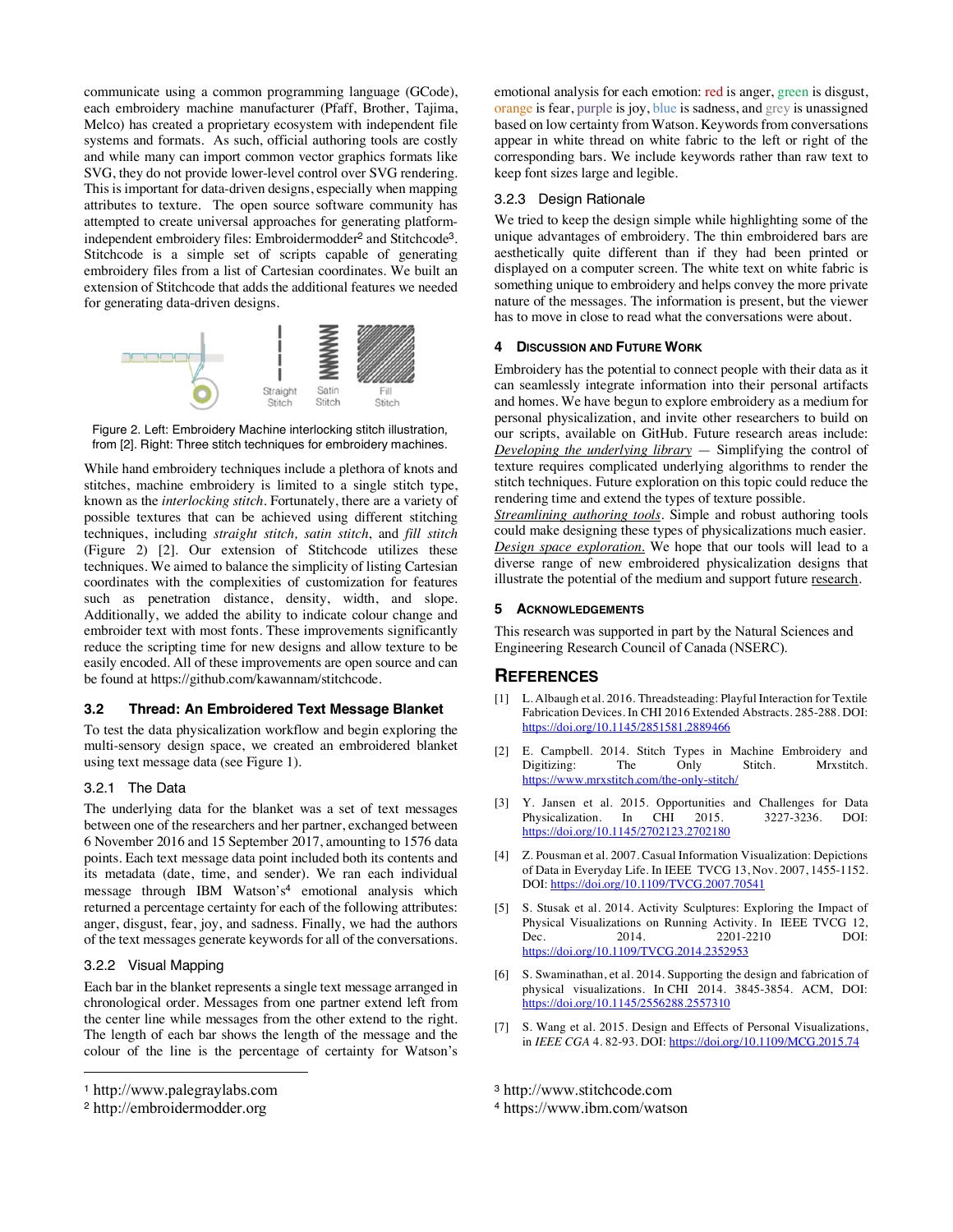communicate using a common programming language (GCode), each embroidery machine manufacturer (Pfaff, Brother, Tajima, Melco) has created a proprietary ecosystem with independent file systems and formats. As such, official authoring tools are costly and while many can import common vector graphics formats like SVG, they do not provide lower-level control over SVG rendering. This is important for data-driven designs, especially when mapping attributes to texture. The open source software community has attempted to create universal approaches for generating platform-independent embroidery files: Embroidermodder[2] and Stitchcode[3]. Stitchcode is a simple set of scripts capable of generating embroidery files from a list of Cartesian coordinates. We built an extension of Stitchcode that adds the additional features we needed for generating data-driven designs.

Straight Stitch
Satin Stitch
Fill Stitch

Figure 2. Left: Embroidery Machine interlocking stitch illustration, from [2]. Right: Three stitch techniques for embroidery machines.

While hand embroidery techniques include a plethora of knots and stitches, machine embroidery is limited to a single stitch type, known as the *interlocking stitch*. Fortunately, there are a variety of possible textures that can be achieved using different stitching techniques, including *straight stitch, satin stitch*, and *fill stitch* (Figure 2) [2]. Our extension of Stitchcode utilizes these techniques. We aimed to balance the simplicity of listing Cartesian coordinates with the complexities of customization for features such as penetration distance, density, width, and slope. Additionally, we added the ability to indicate colour change and embroider text with most fonts. These improvements significantly reduce the scripting time for new designs and allow texture to be easily encoded. All of these improvements are open source and can be found at https://github.com/kawannam/stitchcode.

## 3.2 Thread: An Embroidered Text Message Blanket

To test the data physicalization workflow and begin exploring the multi-sensory design space, we created an embroidered blanket using text message data (see Figure 1).

### 3.2.1 The Data

The underlying data for the blanket was a set of text messages between one of the researchers and her partner, exchanged between 6 November 2016 and 15 September 2017, amounting to 1576 data points. Each text message data point included both its contents and its metadata (date, time, and sender). We ran each individual message through IBM Watson's[4] emotional analysis which returned a percentage certainty for each of the following attributes: anger, disgust, fear, joy, and sadness. Finally, we had the authors of the text messages generate keywords for all of the conversations.

### 3.2.2 Visual Mapping

Each bar in the blanket represents a single text message arranged in chronological order. Messages from one partner extend left from the center line while messages from the other extend to the right. The length of each bar shows the length of the message and the colour of the line is the percentage of certainty for Watson's emotional analysis for each emotion: red is anger, green is disgust, orange is fear, purple is joy, blue is sadness, and grey is unassigned based on low certainty from Watson. Keywords from conversations appear in white thread on white fabric to the left or right of the corresponding bars. We include keywords rather than raw text to keep font sizes large and legible.

### 3.2.3 Design Rationale

We tried to keep the design simple while highlighting some of the unique advantages of embroidery. The thin embroidered bars are aesthetically quite different than if they had been printed or displayed on a computer screen. The white text on white fabric is something unique to embroidery and helps convey the more private nature of the messages. The information is present, but the viewer has to move in close to read what the conversations were about.

## 4 Discussion and Future Work

Embroidery has the potential to connect people with their data as it can seamlessly integrate information into their personal artifacts and homes. We have begun to explore embroidery as a medium for personal physicalization, and invite other researchers to build on our scripts, available on GitHub. Future research areas include: *Developing the underlying library* — Simplifying the control of texture requires complicated underlying algorithms to render the stitch techniques. Future exploration on this topic could reduce the rendering time and extend the types of texture possible. *Streamlining authoring tools*. Simple and robust authoring tools could make designing these types of physicalizations much easier. *Design space exploration.* We hope that our tools will lead to a diverse range of new embroidered physicalization designs that illustrate the potential of the medium and support future research.

## 5 Acknowledgements

This research was supported in part by the Natural Sciences and Engineering Research Council of Canada (NSERC).

## References

[1] L. Albaugh et al. 2016. Threadsteading: Playful Interaction for Textile Fabrication Devices. In CHI 2016 Extended Abstracts. 285-288. DOI: https://doi.org/10.1145/2851581.2889466

[2] E. Campbell. 2014. Stitch Types in Machine Embroidery and Digitizing: The Only Stitch. Mrxstitch. https://www.mrxstitch.com/the-only-stitch/

[3] Y. Jansen et al. 2015. Opportunities and Challenges for Data Physicalization. In CHI 2015. 3227-3236. DOI: https://doi.org/10.1145/2702123.2702180

[4] Z. Pousman et al. 2007. Casual Information Visualization: Depictions of Data in Everyday Life. In IEEE TVCG 13, Nov. 2007, 1455-1152. DOI: https://doi.org/10.1109/TVCG.2007.70541

[5] S. Stusak et al. 2014. Activity Sculptures: Exploring the Impact of Physical Visualizations on Running Activity. In IEEE TVCG 12, Dec. 2014. 2201-2210 DOI: https://doi.org/10.1109/TVCG.2014.2352953

[6] S. Swaminathan, et al. 2014. Supporting the design and fabrication of physical visualizations. In CHI 2014. 3845-3854. ACM, DOI: https://doi.org/10.1145/2556288.2557310

[7] S. Wang et al. 2015. Design and Effects of Personal Visualizations, in *IEEE CGA* 4. 82-93. DOI: https://doi.org/10.1109/MCG.2015.74

[1] http://www.palegraylabs.com
[2] http://embroidermodder.org
[3] http://www.stitchcode.com
[4] https://www.ibm.com/watson